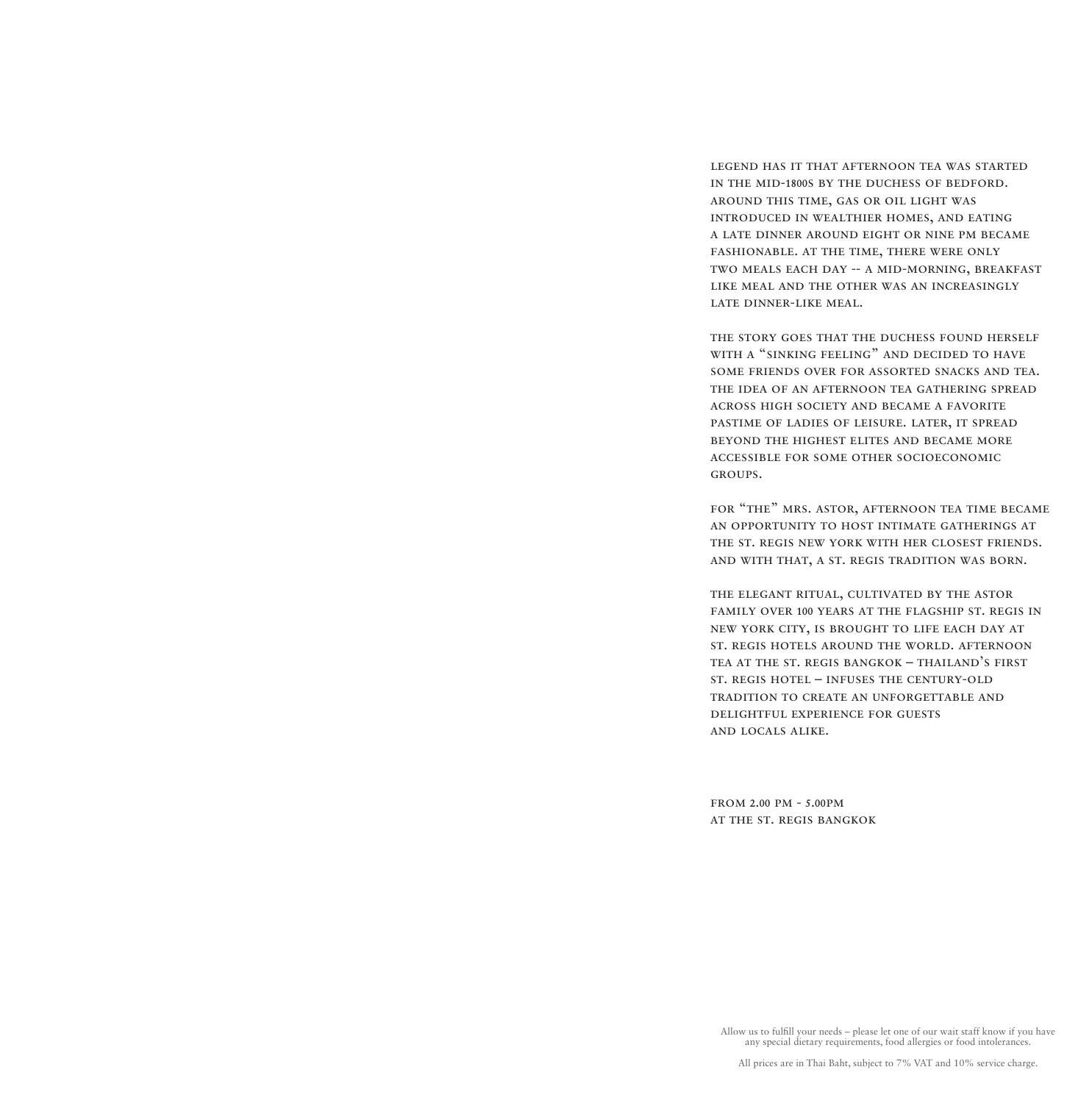LEGEND HAS IT THAT AFTERNOON TEA WAS STARTED IN THE MID-1800S BY THE DUCHESS OF BEDFORD. AROUND THIS TIME, GAS OR OIL LIGHT WAS INTRODUCED IN WEALTHIER HOMES, AND EATING A LATE DINNER AROUND EIGHT OR NINE PM BECAME FASHIONABLE. AT THE TIME, THERE WERE ONLY TWO MEALS EACH DAY -- A MID-MORNING, BREAKFAST LIKE MEAL AND THE OTHER WAS AN INCREASINGLY LATE DINNER-LIKE MEAL.

THE STORY GOES THAT THE DUCHESS FOUND HERSELF WITH A "SINKING FEELING" AND DECIDED TO HAVE SOME FRIENDS OVER FOR ASSORTED SNACKS AND TEA. THE IDEA OF AN AFTERNOON TEA GATHERING SPREAD ACROSS HIGH SOCIETY AND BECAME A FAVORITE PASTIME OF LADIES OF LEISURE. LATER, IT SPREAD BEYOND THE HIGHEST ELITES AND BECAME MORE ACCESSIBLE FOR SOME OTHER SOCIOECONOMIC GROUPS.

FOR "THE" MRS. ASTOR, AFTERNOON TEA TIME BECAME AN OPPORTUNITY TO HOST INTIMATE GATHERINGS AT THE ST. REGIS NEW YORK WITH HER CLOSEST FRIENDS. AND WITH THAT, A ST. REGIS TRADITION WAS BORN.

THE ELEGANT RITUAL, CULTIVATED BY THE ASTOR FAMILY OVER 100 YEARS AT THE FLAGSHIP ST. REGIS IN NEW YORK CITY, IS BROUGHT TO LIFE EACH DAY AT ST. REGIS HOTELS AROUND THE WORLD. AFTERNOON TEA AT THE ST. REGIS BANGKOK – THAILAND'S FIRST ST. REGIS HOTEL – INFUSES THE CENTURY-OLD TRADITION TO CREATE AN UNFORGETTABLE AND DELIGHTFUL EXPERIENCE FOR GUESTS AND LOCALS ALIKE.

FROM 2.00 PM - 5.00PM
AT THE ST. REGIS BANGKOK

Allow us to fulfill your needs – please let one of our wait staff know if you have any special dietary requirements, food allergies or food intolerances.

All prices are in Thai Baht, subject to 7% VAT and 10% service charge.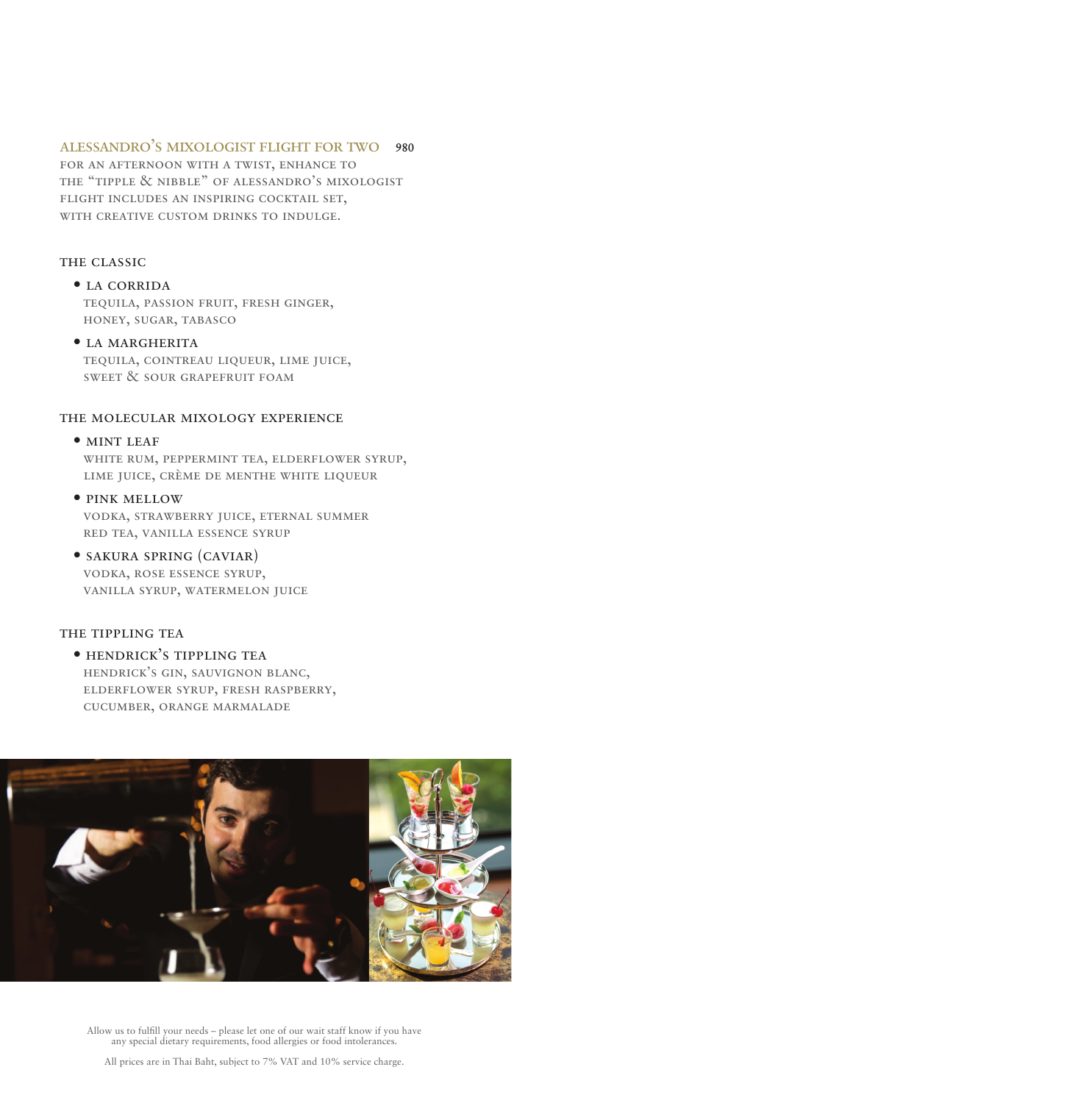## ALESSANDRO'S MIXOLOGIST FLIGHT FOR TWO **980**

FOR AN AFTERNOON WITH A TWIST, ENHANCE TO THE "TIPPLE & NIBBLE" OF ALESSANDRO'S MIXOLOGIST FLIGHT INCLUDES AN INSPIRING COCKTAIL SET, WITH CREATIVE CUSTOM DRINKS TO INDULGE.

### THE CLASSIC

- **LA CORRIDA**
  TEQUILA, PASSION FRUIT, FRESH GINGER, HONEY, SUGAR, TABASCO
- **LA MARGHERITA**
  TEQUILA, COINTREAU LIQUEUR, LIME JUICE, SWEET & SOUR GRAPEFRUIT FOAM

### THE MOLECULAR MIXOLOGY EXPERIENCE

- **MINT LEAF**
  WHITE RUM, PEPPERMINT TEA, ELDERFLOWER SYRUP, LIME JUICE, CRÈME DE MENTHE WHITE LIQUEUR
- **PINK MELLOW**
  VODKA, STRAWBERRY JUICE, ETERNAL SUMMER RED TEA, VANILLA ESSENCE SYRUP
- **SAKURA SPRING (CAVIAR)**
  VODKA, ROSE ESSENCE SYRUP, VANILLA SYRUP, WATERMELON JUICE

### THE TIPPLING TEA

- **HENDRICK'S TIPPLING TEA**
  HENDRICK'S GIN, SAUVIGNON BLANC, ELDERFLOWER SYRUP, FRESH RASPBERRY, CUCUMBER, ORANGE MARMALADE

Allow us to fulfill your needs – please let one of our wait staff know if you have any special dietary requirements, food allergies or food intolerances.

All prices are in Thai Baht, subject to 7% VAT and 10% service charge.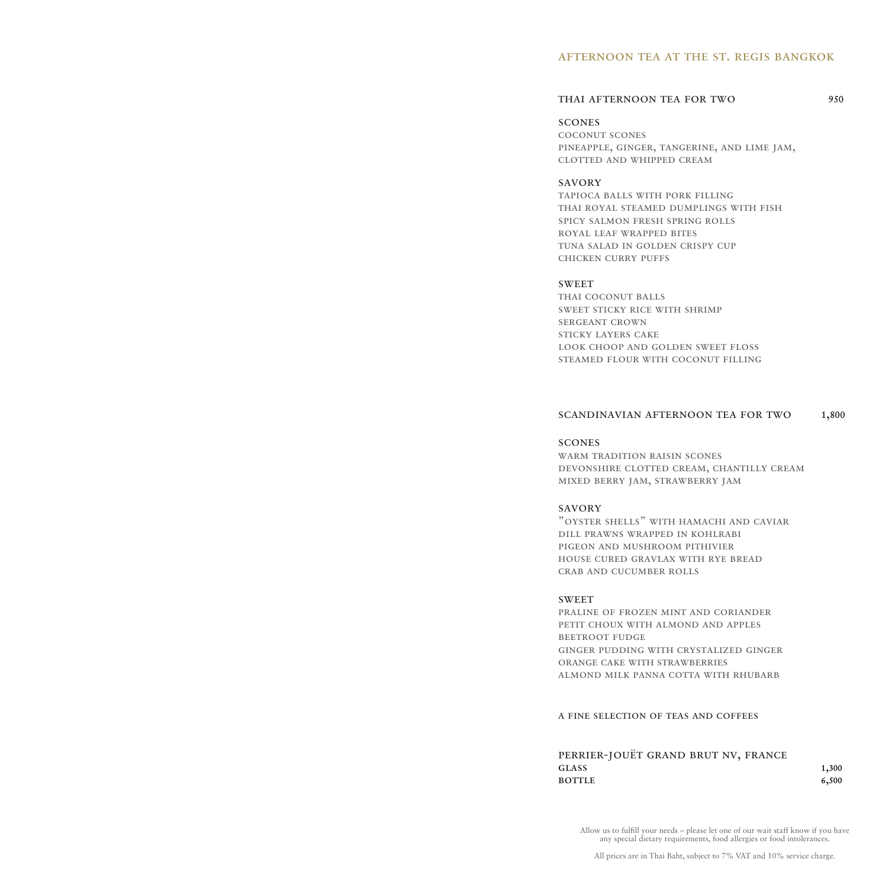# AFTERNOON TEA AT THE ST. REGIS BANGKOK

## THAI AFTERNOON TEA FOR TWO 950

### SCONES

COCONUT SCONES
PINEAPPLE, GINGER, TANGERINE, AND LIME JAM,
CLOTTED AND WHIPPED CREAM

### SAVORY

TAPIOCA BALLS WITH PORK FILLING
THAI ROYAL STEAMED DUMPLINGS WITH FISH
SPICY SALMON FRESH SPRING ROLLS
ROYAL LEAF WRAPPED BITES
TUNA SALAD IN GOLDEN CRISPY CUP
CHICKEN CURRY PUFFS

### SWEET

THAI COCONUT BALLS
SWEET STICKY RICE WITH SHRIMP
SERGEANT CROWN
STICKY LAYERS CAKE
LOOK CHOOP AND GOLDEN SWEET FLOSS
STEAMED FLOUR WITH COCONUT FILLING

## SCANDINAVIAN AFTERNOON TEA FOR TWO 1,800

### SCONES

WARM TRADITION RAISIN SCONES
DEVONSHIRE CLOTTED CREAM, CHANTILLY CREAM
MIXED BERRY JAM, STRAWBERRY JAM

### SAVORY

"OYSTER SHELLS" WITH HAMACHI AND CAVIAR
DILL PRAWNS WRAPPED IN KOHLRABI
PIGEON AND MUSHROOM PITHIVIER
HOUSE CURED GRAVLAX WITH RYE BREAD
CRAB AND CUCUMBER ROLLS

### SWEET

PRALINE OF FROZEN MINT AND CORIANDER
PETIT CHOUX WITH ALMOND AND APPLES
BEETROOT FUDGE
GINGER PUDDING WITH CRYSTALIZED GINGER
ORANGE CAKE WITH STRAWBERRIES
ALMOND MILK PANNA COTTA WITH RHUBARB

**A FINE SELECTION OF TEAS AND COFFEES**

## PERRIER-JOUËT GRAND BRUT NV, FRANCE

| | |
|---|---|
| GLASS | 1,300 |
| BOTTLE | 6,500 |

Allow us to fulfill your needs – please let one of our wait staff know if you have any special dietary requirements, food allergies or food intolerances.

All prices are in Thai Baht, subject to 7% VAT and 10% service charge.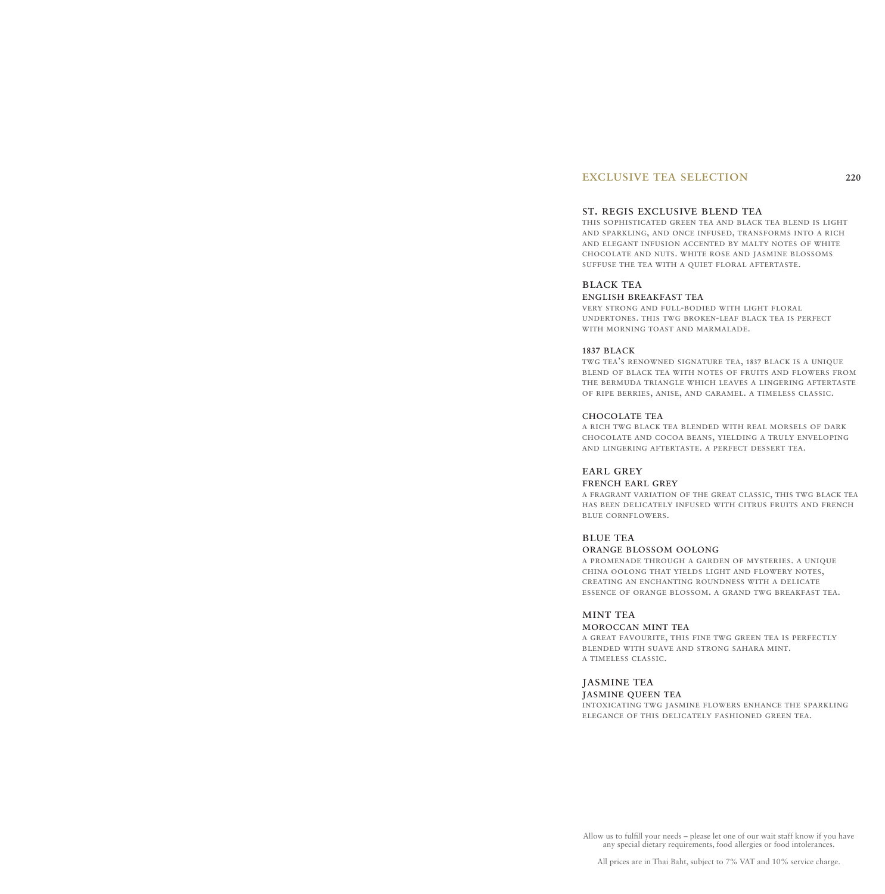## EXCLUSIVE TEA SELECTION 220

### ST. REGIS EXCLUSIVE BLEND TEA

THIS SOPHISTICATED GREEN TEA AND BLACK TEA BLEND IS LIGHT AND SPARKLING, AND ONCE INFUSED, TRANSFORMS INTO A RICH AND ELEGANT INFUSION ACCENTED BY MALTY NOTES OF WHITE CHOCOLATE AND NUTS. WHITE ROSE AND JASMINE BLOSSOMS SUFFUSE THE TEA WITH A QUIET FLORAL AFTERTASTE.

### BLACK TEA

**ENGLISH BREAKFAST TEA**

VERY STRONG AND FULL-BODIED WITH LIGHT FLORAL UNDERTONES. THIS TWG BROKEN-LEAF BLACK TEA IS PERFECT WITH MORNING TOAST AND MARMALADE.

**1837 BLACK**

TWG TEA'S RENOWNED SIGNATURE TEA, 1837 BLACK IS A UNIQUE BLEND OF BLACK TEA WITH NOTES OF FRUITS AND FLOWERS FROM THE BERMUDA TRIANGLE WHICH LEAVES A LINGERING AFTERTASTE OF RIPE BERRIES, ANISE, AND CARAMEL. A TIMELESS CLASSIC.

**CHOCOLATE TEA**

A RICH TWG BLACK TEA BLENDED WITH REAL MORSELS OF DARK CHOCOLATE AND COCOA BEANS, YIELDING A TRULY ENVELOPING AND LINGERING AFTERTASTE. A PERFECT DESSERT TEA.

### EARL GREY

**FRENCH EARL GREY**

A FRAGRANT VARIATION OF THE GREAT CLASSIC, THIS TWG BLACK TEA HAS BEEN DELICATELY INFUSED WITH CITRUS FRUITS AND FRENCH BLUE CORNFLOWERS.

### BLUE TEA

**ORANGE BLOSSOM OOLONG**

A PROMENADE THROUGH A GARDEN OF MYSTERIES. A UNIQUE CHINA OOLONG THAT YIELDS LIGHT AND FLOWERY NOTES, CREATING AN ENCHANTING ROUNDNESS WITH A DELICATE ESSENCE OF ORANGE BLOSSOM. A GRAND TWG BREAKFAST TEA.

### MINT TEA

**MOROCCAN MINT TEA**

A GREAT FAVOURITE, THIS FINE TWG GREEN TEA IS PERFECTLY BLENDED WITH SUAVE AND STRONG SAHARA MINT. A TIMELESS CLASSIC.

### JASMINE TEA

**JASMINE QUEEN TEA**

INTOXICATING TWG JASMINE FLOWERS ENHANCE THE SPARKLING ELEGANCE OF THIS DELICATELY FASHIONED GREEN TEA.

Allow us to fulfill your needs – please let one of our wait staff know if you have any special dietary requirements, food allergies or food intolerances.

All prices are in Thai Baht, subject to 7% VAT and 10% service charge.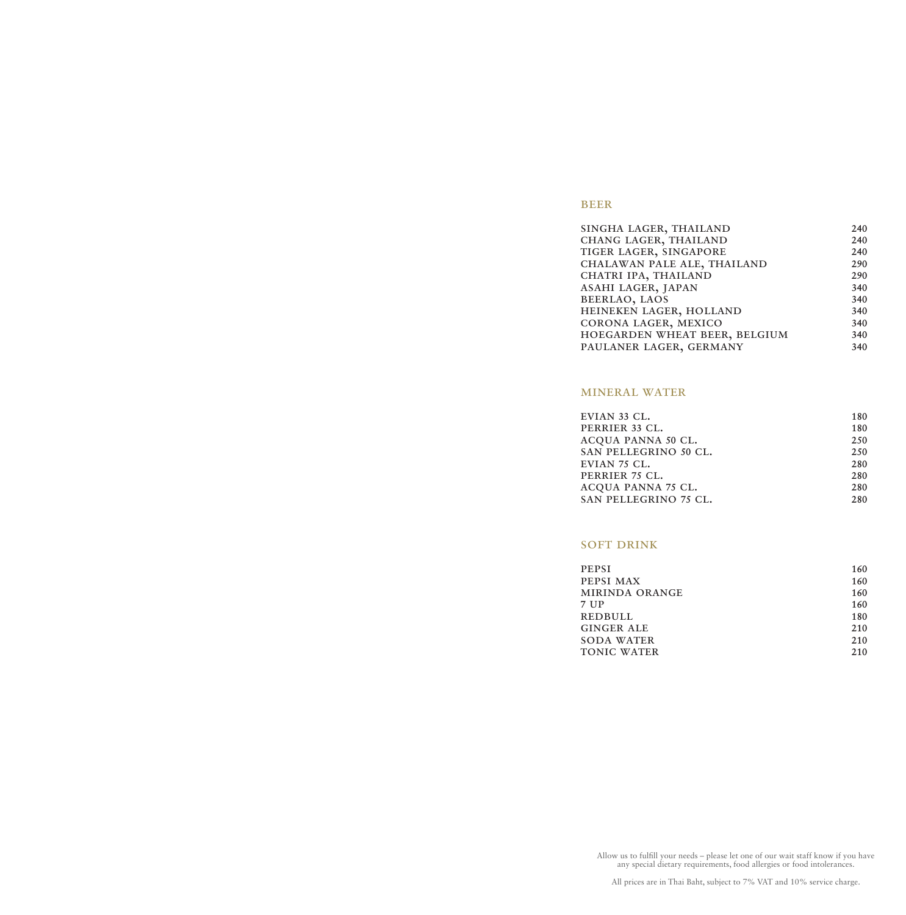## BEER

| | |
|---|---|
| SINGHA LAGER, THAILAND | 240 |
| CHANG LAGER, THAILAND | 240 |
| TIGER LAGER, SINGAPORE | 240 |
| CHALAWAN PALE ALE, THAILAND | 290 |
| CHATRI IPA, THAILAND | 290 |
| ASAHI LAGER, JAPAN | 340 |
| BEERLAO, LAOS | 340 |
| HEINEKEN LAGER, HOLLAND | 340 |
| CORONA LAGER, MEXICO | 340 |
| HOEGARDEN WHEAT BEER, BELGIUM | 340 |
| PAULANER LAGER, GERMANY | 340 |

## MINERAL WATER

| | |
|---|---|
| EVIAN 33 CL. | 180 |
| PERRIER 33 CL. | 180 |
| ACQUA PANNA 50 CL. | 250 |
| SAN PELLEGRINO 50 CL. | 250 |
| EVIAN 75 CL. | 280 |
| PERRIER 75 CL. | 280 |
| ACQUA PANNA 75 CL. | 280 |
| SAN PELLEGRINO 75 CL. | 280 |

## SOFT DRINK

| | |
|---|---|
| PEPSI | 160 |
| PEPSI MAX | 160 |
| MIRINDA ORANGE | 160 |
| 7 UP | 160 |
| REDBULL | 180 |
| GINGER ALE | 210 |
| SODA WATER | 210 |
| TONIC WATER | 210 |

Allow us to fulfill your needs – please let one of our wait staff know if you have any special dietary requirements, food allergies or food intolerances.

All prices are in Thai Baht, subject to 7% VAT and 10% service charge.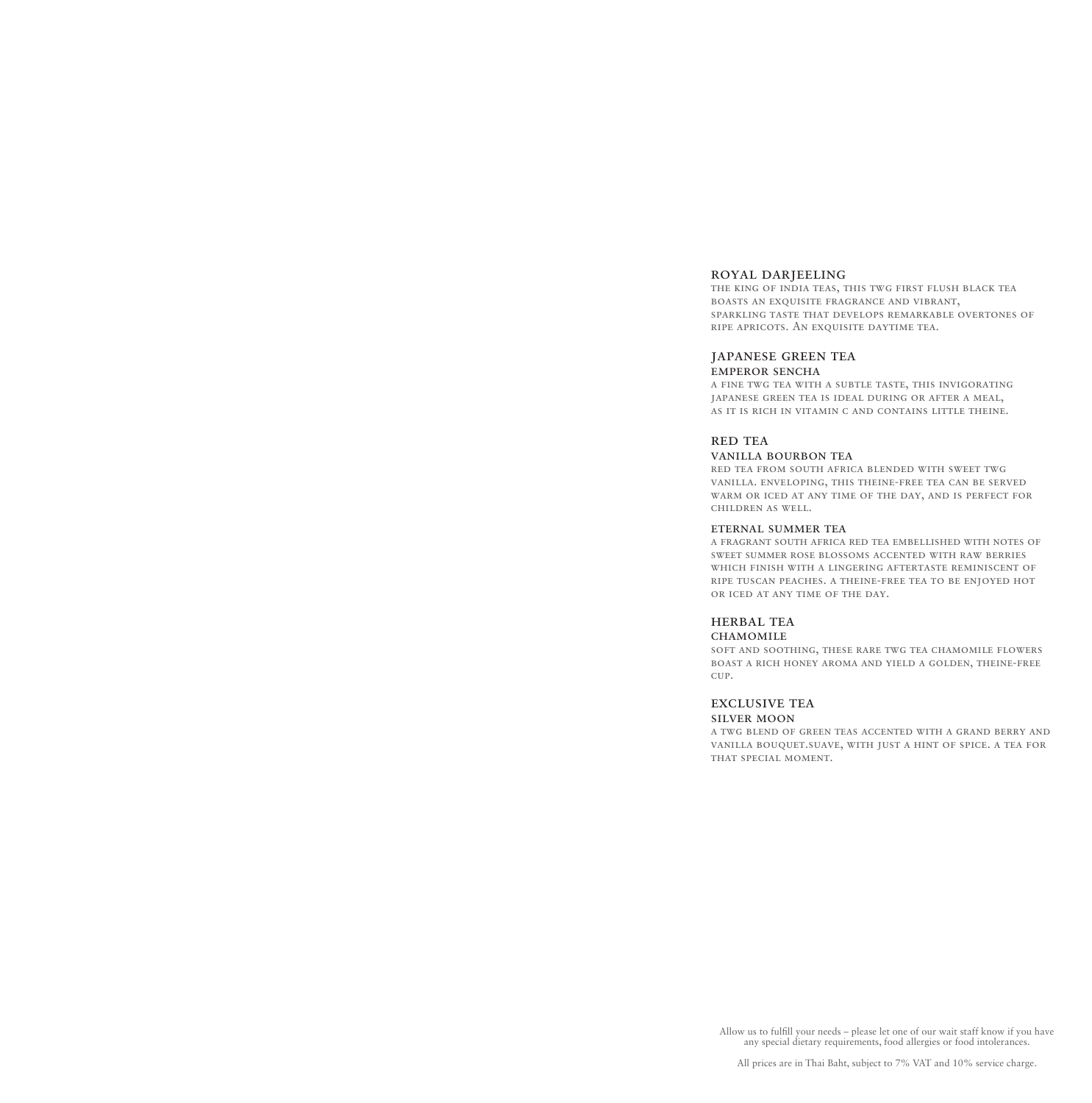## ROYAL DARJEELING

the king of india teas, this twg first flush black tea boasts an exquisite fragrance and vibrant, sparkling taste that develops remarkable overtones of ripe apricots. An exquisite daytime tea.

## JAPANESE GREEN TEA

### EMPEROR SENCHA

a fine twg tea with a subtle taste, this invigorating japanese green tea is ideal during or after a meal, as it is rich in vitamin c and contains little theine.

## RED TEA

### VANILLA BOURBON TEA

red tea from south africa blended with sweet twg vanilla. enveloping, this theine-free tea can be served warm or iced at any time of the day, and is perfect for children as well.

### ETERNAL SUMMER TEA

a fragrant south africa red tea embellished with notes of sweet summer rose blossoms accented with raw berries which finish with a lingering aftertaste reminiscent of ripe tuscan peaches. a theine-free tea to be enjoyed hot or iced at any time of the day.

## HERBAL TEA

### CHAMOMILE

soft and soothing, these rare twg tea chamomile flowers boast a rich honey aroma and yield a golden, theine-free cup.

## EXCLUSIVE TEA

### SILVER MOON

a twg blend of green teas accented with a grand berry and vanilla bouquet.suave, with just a hint of spice. a tea for that special moment.

Allow us to fulfill your needs – please let one of our wait staff know if you have any special dietary requirements, food allergies or food intolerances.

All prices are in Thai Baht, subject to 7% VAT and 10% service charge.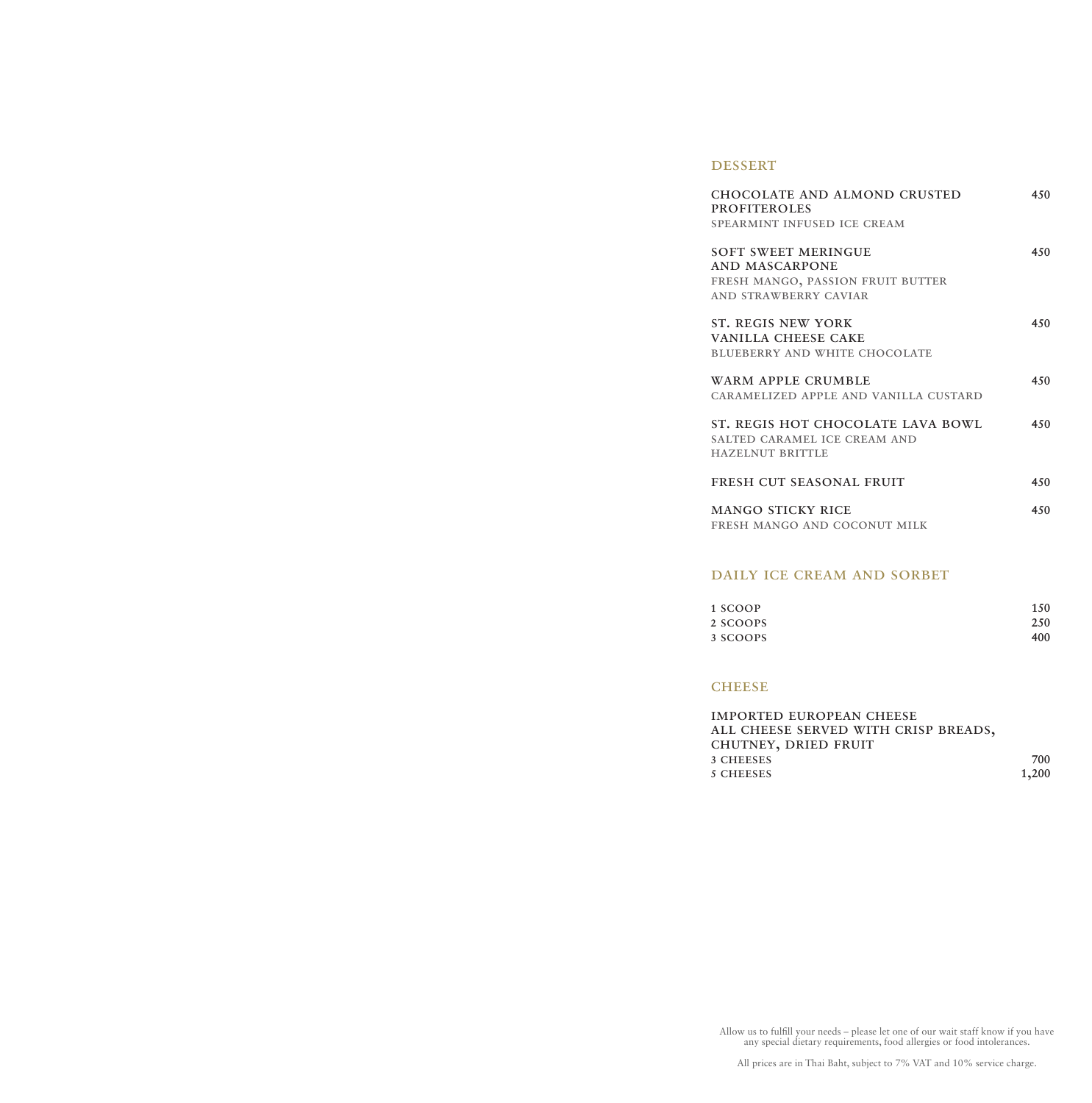## DESSERT

**CHOCOLATE AND ALMOND CRUSTED PROFITEROLES** — **450**
SPEARMINT INFUSED ICE CREAM

**SOFT SWEET MERINGUE AND MASCARPONE** — **450**
FRESH MANGO, PASSION FRUIT BUTTER AND STRAWBERRY CAVIAR

**ST. REGIS NEW YORK VANILLA CHEESE CAKE** — **450**
BLUEBERRY AND WHITE CHOCOLATE

**WARM APPLE CRUMBLE** — **450**
CARAMELIZED APPLE AND VANILLA CUSTARD

**ST. REGIS HOT CHOCOLATE LAVA BOWL** — **450**
SALTED CARAMEL ICE CREAM AND HAZELNUT BRITTLE

**FRESH CUT SEASONAL FRUIT** — **450**

**MANGO STICKY RICE** — **450**
FRESH MANGO AND COCONUT MILK

## DAILY ICE CREAM AND SORBET

| | |
|---|---|
| 1 SCOOP | 150 |
| 2 SCOOPS | 250 |
| 3 SCOOPS | 400 |

## CHEESE

**IMPORTED EUROPEAN CHEESE**
**ALL CHEESE SERVED WITH CRISP BREADS, CHUTNEY, DRIED FRUIT**

| | |
|---|---|
| 3 CHEESES | 700 |
| 5 CHEESES | 1,200 |

Allow us to fulfill your needs – please let one of our wait staff know if you have any special dietary requirements, food allergies or food intolerances.

All prices are in Thai Baht, subject to 7% VAT and 10% service charge.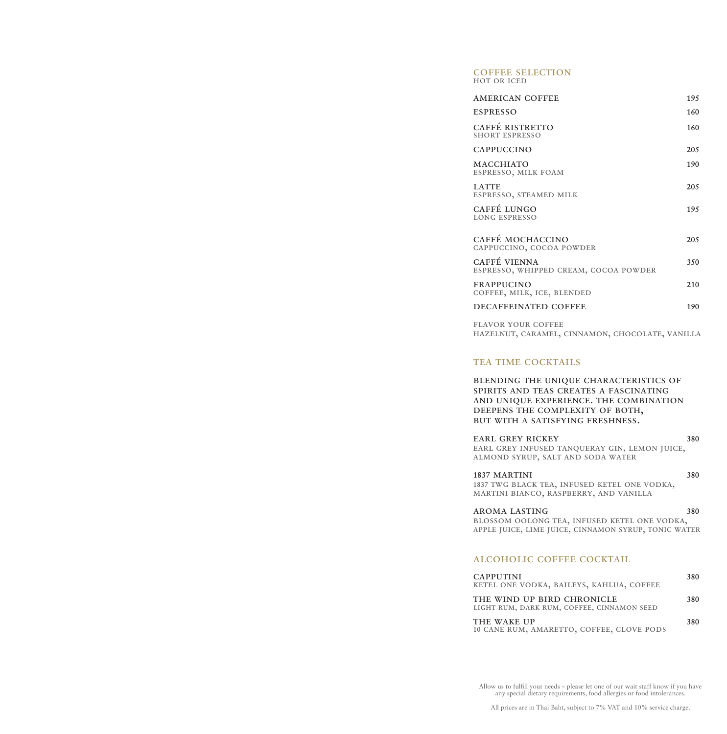## COFFEE SELECTION

HOT OR ICED

| Item | Price |
|---|---|
| AMERICAN COFFEE | 195 |
| ESPRESSO | 160 |
| CAFFÉ RISTRETTO<br>SHORT ESPRESSO | 160 |
| CAPPUCCINO | 205 |
| MACCHIATO<br>ESPRESSO, MILK FOAM | 190 |
| LATTE<br>ESPRESSO, STEAMED MILK | 205 |
| CAFFÉ LUNGO<br>LONG ESPRESSO | 195 |
| CAFFÉ MOCHACCINO<br>CAPPUCCINO, COCOA POWDER | 205 |
| CAFFÉ VIENNA<br>ESPRESSO, WHIPPED CREAM, COCOA POWDER | 350 |
| FRAPPUCINO<br>COFFEE, MILK, ICE, BLENDED | 210 |
| DECAFFEINATED COFFEE | 190 |

FLAVOR YOUR COFFEE
HAZELNUT, CARAMEL, CINNAMON, CHOCOLATE, VANILLA

## TEA TIME COCKTAILS

**BLENDING THE UNIQUE CHARACTERISTICS OF SPIRITS AND TEAS CREATES A FASCINATING AND UNIQUE EXPERIENCE. THE COMBINATION DEEPENS THE COMPLEXITY OF BOTH, BUT WITH A SATISFYING FRESHNESS.**

| Item | Price |
|---|---|
| EARL GREY RICKEY<br>EARL GREY INFUSED TANQUERAY GIN, LEMON JUICE, ALMOND SYRUP, SALT AND SODA WATER | 380 |
| 1837 MARTINI<br>1837 TWG BLACK TEA, INFUSED KETEL ONE VODKA, MARTINI BIANCO, RASPBERRY, AND VANILLA | 380 |
| AROMA LASTING<br>BLOSSOM OOLONG TEA, INFUSED KETEL ONE VODKA, APPLE JUICE, LIME JUICE, CINNAMON SYRUP, TONIC WATER | 380 |

## ALCOHOLIC COFFEE COCKTAIL

| Item | Price |
|---|---|
| CAPPUTINI<br>KETEL ONE VODKA, BAILEYS, KAHLUA, COFFEE | 380 |
| THE WIND UP BIRD CHRONICLE<br>LIGHT RUM, DARK RUM, COFFEE, CINNAMON SEED | 380 |
| THE WAKE UP<br>10 CANE RUM, AMARETTO, COFFEE, CLOVE PODS | 380 |

Allow us to fulfill your needs – please let one of our wait staff know if you have any special dietary requirements, food allergies or food intolerances.

All prices are in Thai Baht, subject to 7% VAT and 10% service charge.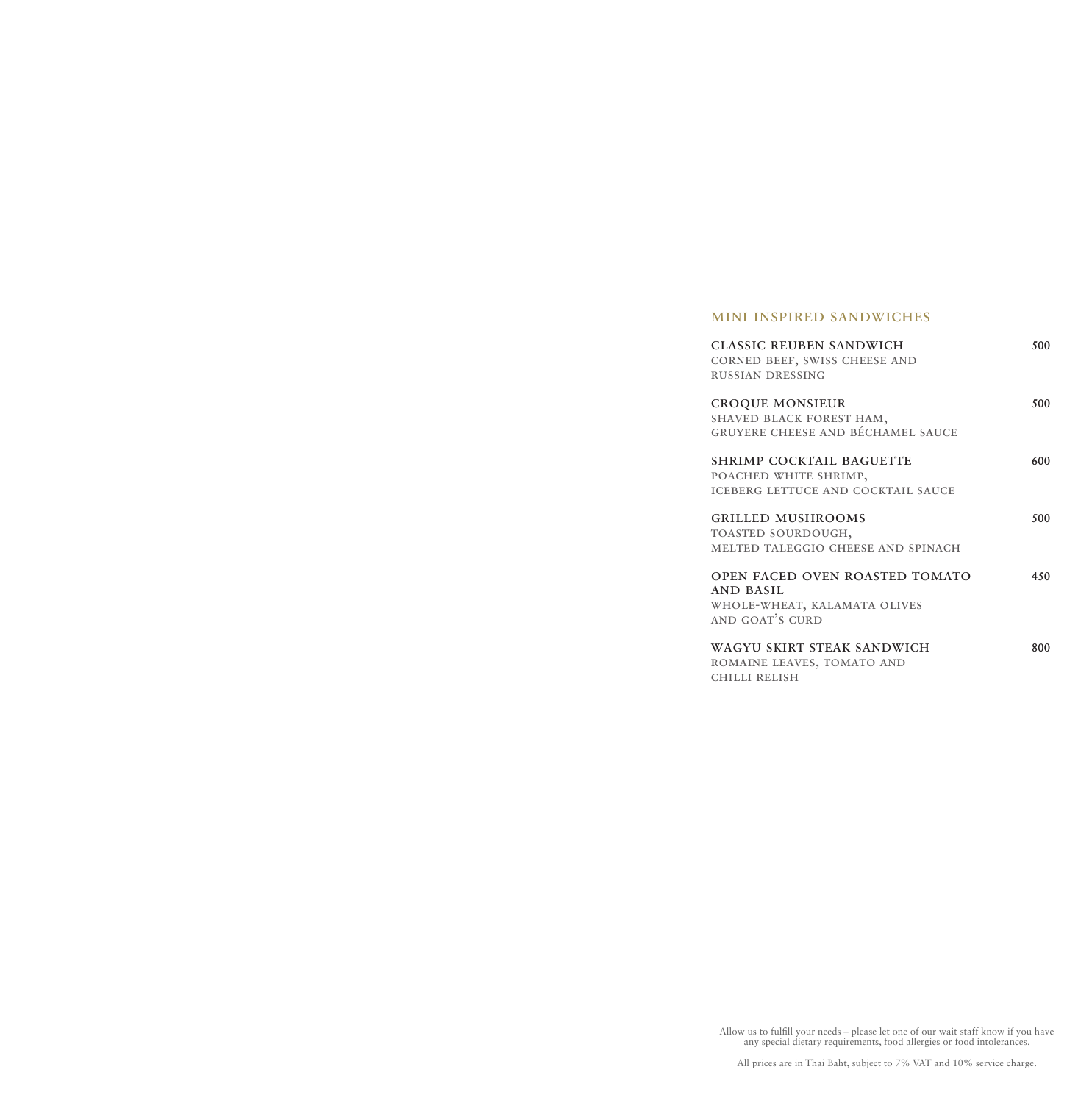## MINI INSPIRED SANDWICHES

**CLASSIC REUBEN SANDWICH** — 500
CORNED BEEF, SWISS CHEESE AND RUSSIAN DRESSING

**CROQUE MONSIEUR** — 500
SHAVED BLACK FOREST HAM, GRUYERE CHEESE AND BÉCHAMEL SAUCE

**SHRIMP COCKTAIL BAGUETTE** — 600
POACHED WHITE SHRIMP, ICEBERG LETTUCE AND COCKTAIL SAUCE

**GRILLED MUSHROOMS** — 500
TOASTED SOURDOUGH, MELTED TALEGGIO CHEESE AND SPINACH

**OPEN FACED OVEN ROASTED TOMATO AND BASIL** — 450
WHOLE-WHEAT, KALAMATA OLIVES AND GOAT'S CURD

**WAGYU SKIRT STEAK SANDWICH** — 800
ROMAINE LEAVES, TOMATO AND CHILLI RELISH

Allow us to fulfill your needs – please let one of our wait staff know if you have any special dietary requirements, food allergies or food intolerances.

All prices are in Thai Baht, subject to 7% VAT and 10% service charge.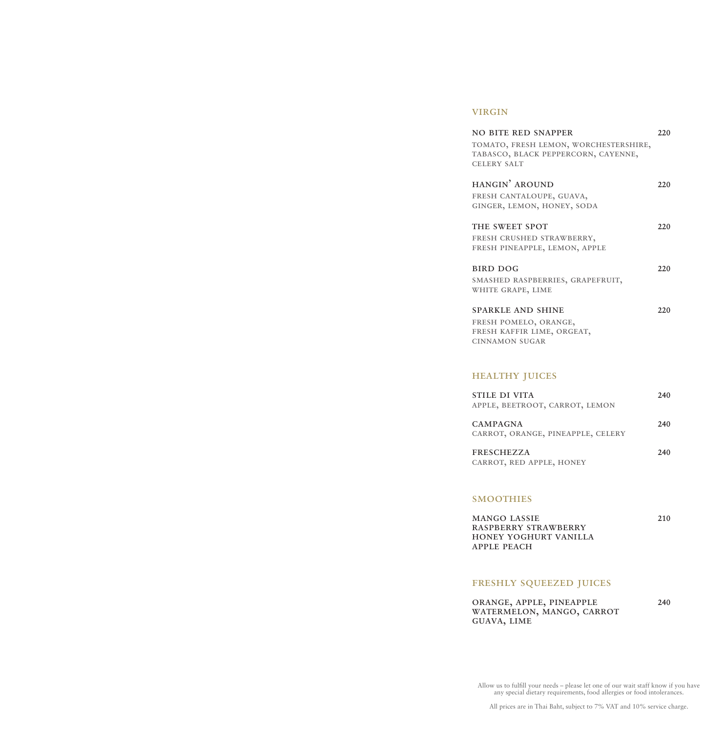## VIRGIN

**NO BITE RED SNAPPER** 220
TOMATO, FRESH LEMON, WORCHESTERSHIRE, TABASCO, BLACK PEPPERCORN, CAYENNE, CELERY SALT

**HANGIN' AROUND** 220
FRESH CANTALOUPE, GUAVA, GINGER, LEMON, HONEY, SODA

**THE SWEET SPOT** 220
FRESH CRUSHED STRAWBERRY, FRESH PINEAPPLE, LEMON, APPLE

**BIRD DOG** 220
SMASHED RASPBERRIES, GRAPEFRUIT, WHITE GRAPE, LIME

**SPARKLE AND SHINE** 220
FRESH POMELO, ORANGE, FRESH KAFFIR LIME, ORGEAT, CINNAMON SUGAR

## HEALTHY JUICES

**STILE DI VITA** 240
APPLE, BEETROOT, CARROT, LEMON

**CAMPAGNA** 240
CARROT, ORANGE, PINEAPPLE, CELERY

**FRESCHEZZA** 240
CARROT, RED APPLE, HONEY

## SMOOTHIES

**MANGO LASSIE** 210
**RASPBERRY STRAWBERRY**
**HONEY YOGHURT VANILLA**
**APPLE PEACH**

## FRESHLY SQUEEZED JUICES

**ORANGE, APPLE, PINEAPPLE** 240
**WATERMELON, MANGO, CARROT**
**GUAVA, LIME**

Allow us to fulfill your needs – please let one of our wait staff know if you have any special dietary requirements, food allergies or food intolerances.

All prices are in Thai Baht, subject to 7% VAT and 10% service charge.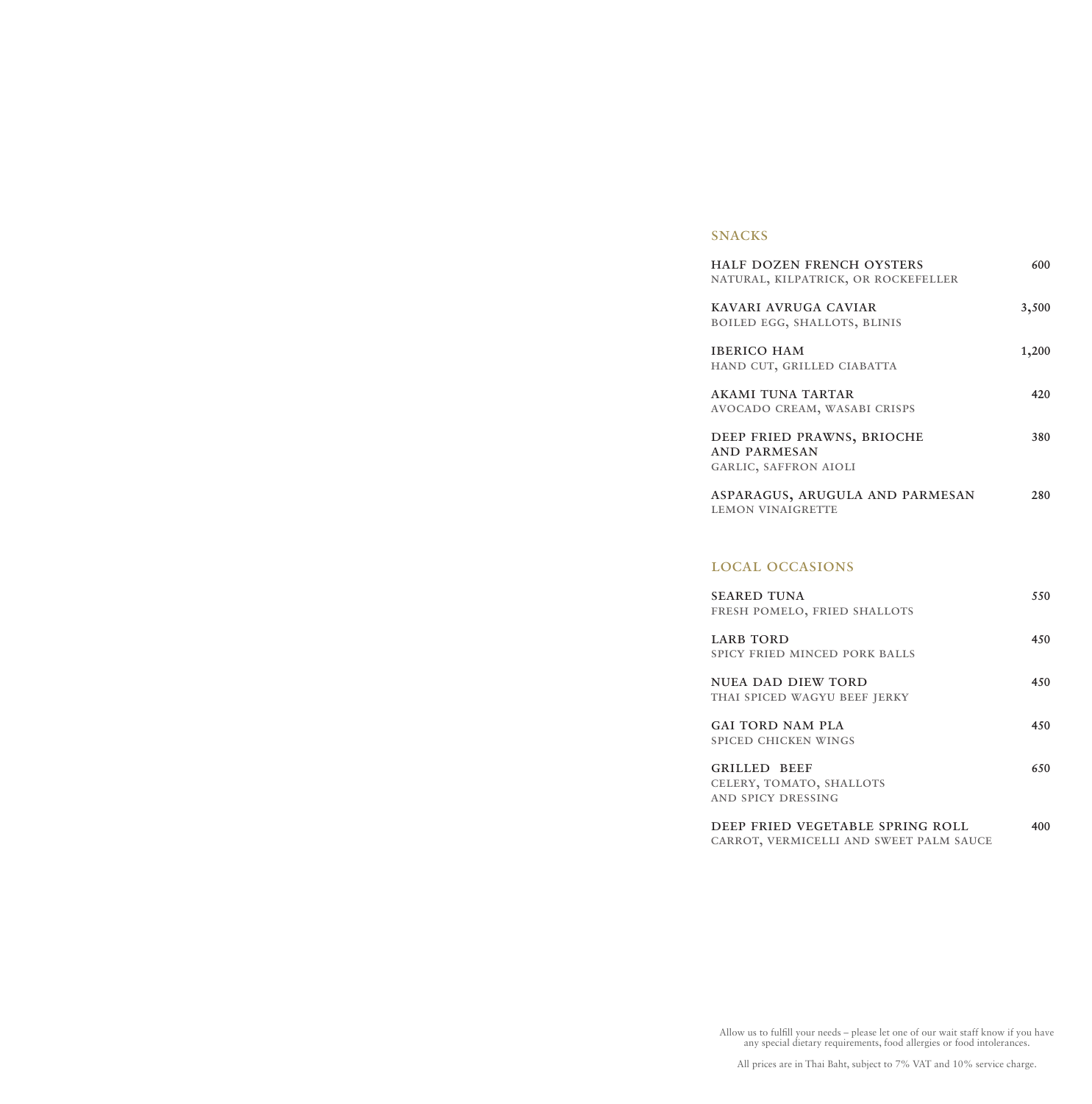## SNACKS

**HALF DOZEN FRENCH OYSTERS** — 600
NATURAL, KILPATRICK, OR ROCKEFELLER

**KAVARI AVRUGA CAVIAR** — 3,500
BOILED EGG, SHALLOTS, BLINIS

**IBERICO HAM** — 1,200
HAND CUT, GRILLED CIABATTA

**AKAMI TUNA TARTAR** — 420
AVOCADO CREAM, WASABI CRISPS

**DEEP FRIED PRAWNS, BRIOCHE AND PARMESAN** — 380
GARLIC, SAFFRON AIOLI

**ASPARAGUS, ARUGULA AND PARMESAN** — 280
LEMON VINAIGRETTE

## LOCAL OCCASIONS

**SEARED TUNA** — 550
FRESH POMELO, FRIED SHALLOTS

**LARB TORD** — 450
SPICY FRIED MINCED PORK BALLS

**NUEA DAD DIEW TORD** — 450
THAI SPICED WAGYU BEEF JERKY

**GAI TORD NAM PLA** — 450
SPICED CHICKEN WINGS

**GRILLED BEEF** — 650
CELERY, TOMATO, SHALLOTS AND SPICY DRESSING

**DEEP FRIED VEGETABLE SPRING ROLL** — 400
CARROT, VERMICELLI AND SWEET PALM SAUCE

Allow us to fulfill your needs – please let one of our wait staff know if you have any special dietary requirements, food allergies or food intolerances.

All prices are in Thai Baht, subject to 7% VAT and 10% service charge.